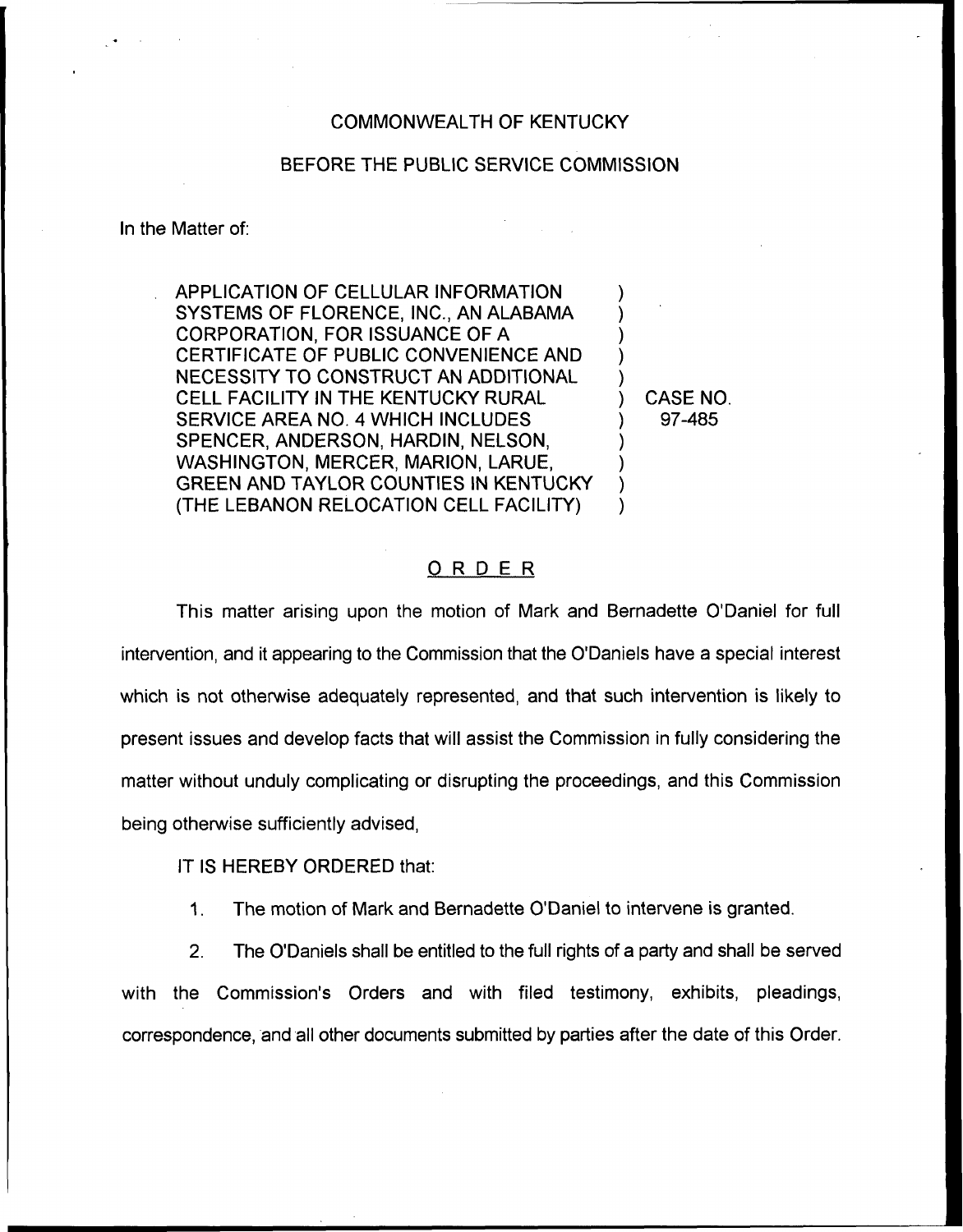COMMONWEALTH OF KENTUCKY

BEFORE THE PUBLIC SERVICE COMMISSION

In the Matter of:

| | | |
|---|---|---|
| APPLICATION OF CELLULAR INFORMATION SYSTEMS OF FLORENCE, INC., AN ALABAMA CORPORATION, FOR ISSUANCE OF A CERTIFICATE OF PUBLIC CONVENIENCE AND NECESSITY TO CONSTRUCT AN ADDITIONAL CELL FACILITY IN THE KENTUCKY RURAL SERVICE AREA NO. 4 WHICH INCLUDES SPENCER, ANDERSON, HARDIN, NELSON, WASHINGTON, MERCER, MARION, LARUE, GREEN AND TAYLOR COUNTIES IN KENTUCKY (THE LEBANON RELOCATION CELL FACILITY) | ) | CASE NO. 97-485 |

## ORDER

This matter arising upon the motion of Mark and Bernadette O'Daniel for full intervention, and it appearing to the Commission that the O'Daniels have a special interest which is not otherwise adequately represented, and that such intervention is likely to present issues and develop facts that will assist the Commission in fully considering the matter without unduly complicating or disrupting the proceedings, and this Commission being otherwise sufficiently advised,

IT IS HEREBY ORDERED that:

1. The motion of Mark and Bernadette O'Daniel to intervene is granted.

2. The O'Daniels shall be entitled to the full rights of a party and shall be served with the Commission's Orders and with filed testimony, exhibits, pleadings, correspondence, and all other documents submitted by parties after the date of this Order.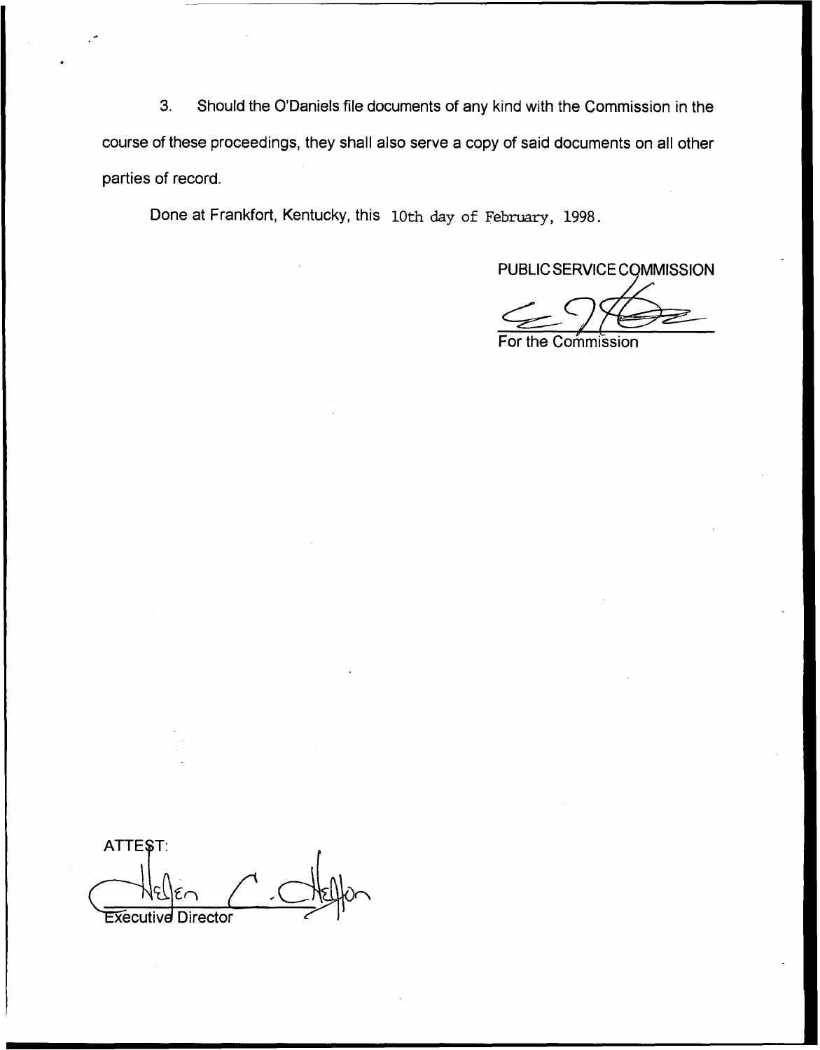3. Should the O'Daniels file documents of any kind with the Commission in the course of these proceedings, they shall also serve a copy of said documents on all other parties of record.

Done at Frankfort, Kentucky, this 10th day of February, 1998.

PUBLIC SERVICE COMMISSION

For the Commission

ATTEST:

Executive Director